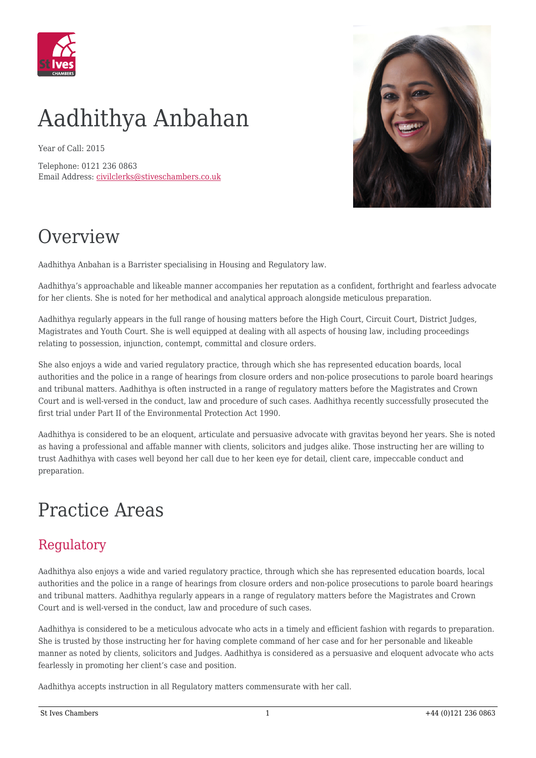# Aadhithya Anbahan

Year of Call: 2015

Telephone: 0121 236 0863
Email Address: [civilclerks@stiveschambers.co.uk](mailto:civilclerks@stiveschambers.co.uk)

## Overview

Aadhithya Anbahan is a Barrister specialising in Housing and Regulatory law.

Aadhithya's approachable and likeable manner accompanies her reputation as a confident, forthright and fearless advocate for her clients. She is noted for her methodical and analytical approach alongside meticulous preparation.

Aadhithya regularly appears in the full range of housing matters before the High Court, Circuit Court, District Judges, Magistrates and Youth Court. She is well equipped at dealing with all aspects of housing law, including proceedings relating to possession, injunction, contempt, committal and closure orders.

She also enjoys a wide and varied regulatory practice, through which she has represented education boards, local authorities and the police in a range of hearings from closure orders and non-police prosecutions to parole board hearings and tribunal matters. Aadhithya is often instructed in a range of regulatory matters before the Magistrates and Crown Court and is well-versed in the conduct, law and procedure of such cases. Aadhithya recently successfully prosecuted the first trial under Part II of the Environmental Protection Act 1990.

Aadhithya is considered to be an eloquent, articulate and persuasive advocate with gravitas beyond her years. She is noted as having a professional and affable manner with clients, solicitors and judges alike. Those instructing her are willing to trust Aadhithya with cases well beyond her call due to her keen eye for detail, client care, impeccable conduct and preparation.

## Practice Areas

### Regulatory

Aadhithya also enjoys a wide and varied regulatory practice, through which she has represented education boards, local authorities and the police in a range of hearings from closure orders and non-police prosecutions to parole board hearings and tribunal matters. Aadhithya regularly appears in a range of regulatory matters before the Magistrates and Crown Court and is well-versed in the conduct, law and procedure of such cases.

Aadhithya is considered to be a meticulous advocate who acts in a timely and efficient fashion with regards to preparation. She is trusted by those instructing her for having complete command of her case and for her personable and likeable manner as noted by clients, solicitors and Judges. Aadhithya is considered as a persuasive and eloquent advocate who acts fearlessly in promoting her client's case and position.

Aadhithya accepts instruction in all Regulatory matters commensurate with her call.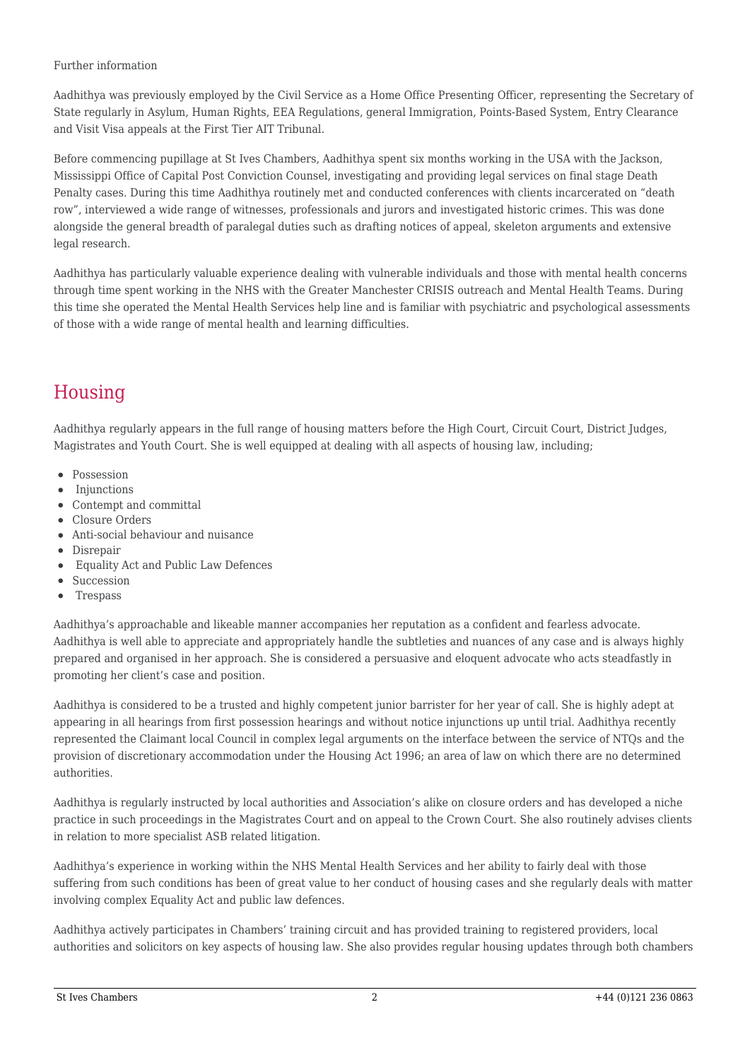Further information

Aadhithya was previously employed by the Civil Service as a Home Office Presenting Officer, representing the Secretary of State regularly in Asylum, Human Rights, EEA Regulations, general Immigration, Points-Based System, Entry Clearance and Visit Visa appeals at the First Tier AIT Tribunal.

Before commencing pupillage at St Ives Chambers, Aadhithya spent six months working in the USA with the Jackson, Mississippi Office of Capital Post Conviction Counsel, investigating and providing legal services on final stage Death Penalty cases. During this time Aadhithya routinely met and conducted conferences with clients incarcerated on "death row", interviewed a wide range of witnesses, professionals and jurors and investigated historic crimes. This was done alongside the general breadth of paralegal duties such as drafting notices of appeal, skeleton arguments and extensive legal research.

Aadhithya has particularly valuable experience dealing with vulnerable individuals and those with mental health concerns through time spent working in the NHS with the Greater Manchester CRISIS outreach and Mental Health Teams. During this time she operated the Mental Health Services help line and is familiar with psychiatric and psychological assessments of those with a wide range of mental health and learning difficulties.

## Housing

Aadhithya regularly appears in the full range of housing matters before the High Court, Circuit Court, District Judges, Magistrates and Youth Court. She is well equipped at dealing with all aspects of housing law, including;

- Possession
- Injunctions
- Contempt and committal
- Closure Orders
- Anti-social behaviour and nuisance
- Disrepair
- Equality Act and Public Law Defences
- Succession
- Trespass

Aadhithya's approachable and likeable manner accompanies her reputation as a confident and fearless advocate. Aadhithya is well able to appreciate and appropriately handle the subtleties and nuances of any case and is always highly prepared and organised in her approach. She is considered a persuasive and eloquent advocate who acts steadfastly in promoting her client's case and position.

Aadhithya is considered to be a trusted and highly competent junior barrister for her year of call. She is highly adept at appearing in all hearings from first possession hearings and without notice injunctions up until trial. Aadhithya recently represented the Claimant local Council in complex legal arguments on the interface between the service of NTQs and the provision of discretionary accommodation under the Housing Act 1996; an area of law on which there are no determined authorities.

Aadhithya is regularly instructed by local authorities and Association's alike on closure orders and has developed a niche practice in such proceedings in the Magistrates Court and on appeal to the Crown Court. She also routinely advises clients in relation to more specialist ASB related litigation.

Aadhithya's experience in working within the NHS Mental Health Services and her ability to fairly deal with those suffering from such conditions has been of great value to her conduct of housing cases and she regularly deals with matter involving complex Equality Act and public law defences.

Aadhithya actively participates in Chambers' training circuit and has provided training to registered providers, local authorities and solicitors on key aspects of housing law. She also provides regular housing updates through both chambers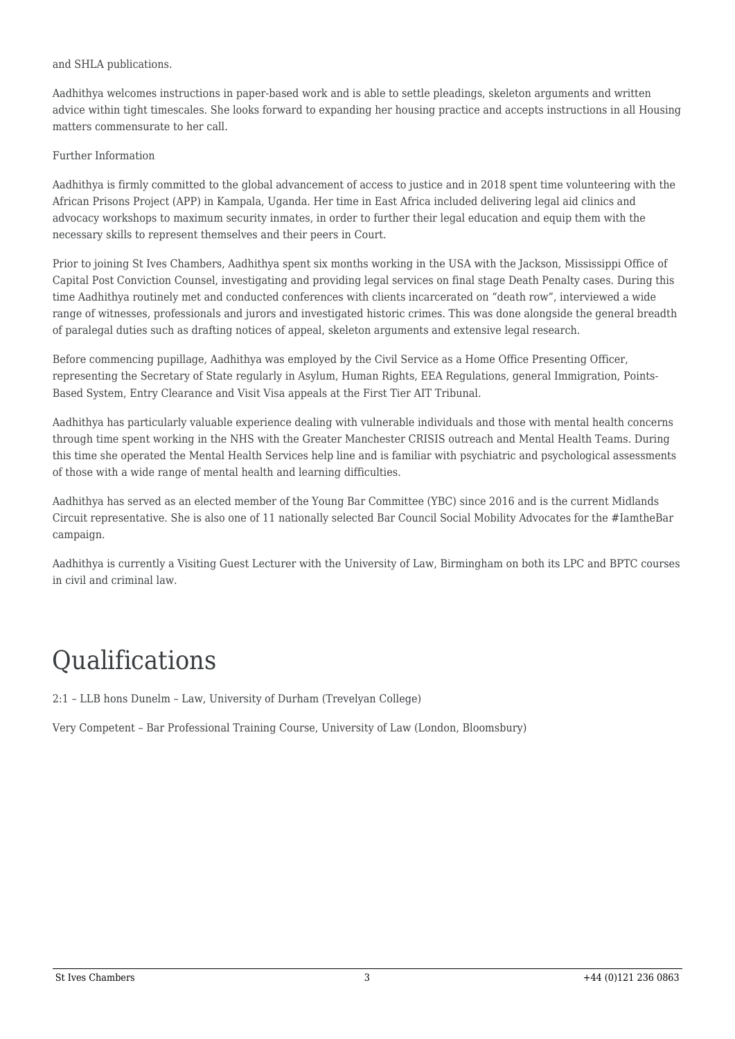and SHLA publications.

Aadhithya welcomes instructions in paper-based work and is able to settle pleadings, skeleton arguments and written advice within tight timescales. She looks forward to expanding her housing practice and accepts instructions in all Housing matters commensurate to her call.

Further Information

Aadhithya is firmly committed to the global advancement of access to justice and in 2018 spent time volunteering with the African Prisons Project (APP) in Kampala, Uganda. Her time in East Africa included delivering legal aid clinics and advocacy workshops to maximum security inmates, in order to further their legal education and equip them with the necessary skills to represent themselves and their peers in Court.

Prior to joining St Ives Chambers, Aadhithya spent six months working in the USA with the Jackson, Mississippi Office of Capital Post Conviction Counsel, investigating and providing legal services on final stage Death Penalty cases. During this time Aadhithya routinely met and conducted conferences with clients incarcerated on "death row", interviewed a wide range of witnesses, professionals and jurors and investigated historic crimes. This was done alongside the general breadth of paralegal duties such as drafting notices of appeal, skeleton arguments and extensive legal research.

Before commencing pupillage, Aadhithya was employed by the Civil Service as a Home Office Presenting Officer, representing the Secretary of State regularly in Asylum, Human Rights, EEA Regulations, general Immigration, Points-Based System, Entry Clearance and Visit Visa appeals at the First Tier AIT Tribunal.

Aadhithya has particularly valuable experience dealing with vulnerable individuals and those with mental health concerns through time spent working in the NHS with the Greater Manchester CRISIS outreach and Mental Health Teams. During this time she operated the Mental Health Services help line and is familiar with psychiatric and psychological assessments of those with a wide range of mental health and learning difficulties.

Aadhithya has served as an elected member of the Young Bar Committee (YBC) since 2016 and is the current Midlands Circuit representative. She is also one of 11 nationally selected Bar Council Social Mobility Advocates for the #IamtheBar campaign.

Aadhithya is currently a Visiting Guest Lecturer with the University of Law, Birmingham on both its LPC and BPTC courses in civil and criminal law.

# Qualifications

2:1 – LLB hons Dunelm – Law, University of Durham (Trevelyan College)

Very Competent – Bar Professional Training Course, University of Law (London, Bloomsbury)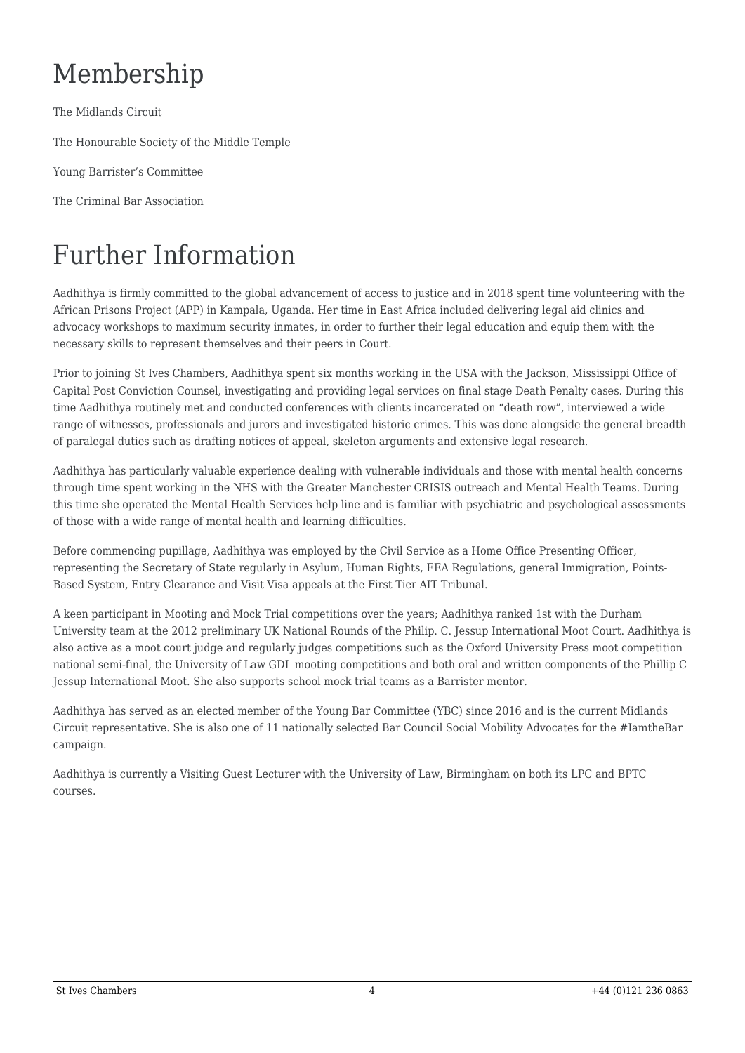# Membership

The Midlands Circuit

The Honourable Society of the Middle Temple

Young Barrister's Committee

The Criminal Bar Association

# Further Information

Aadhithya is firmly committed to the global advancement of access to justice and in 2018 spent time volunteering with the African Prisons Project (APP) in Kampala, Uganda. Her time in East Africa included delivering legal aid clinics and advocacy workshops to maximum security inmates, in order to further their legal education and equip them with the necessary skills to represent themselves and their peers in Court.

Prior to joining St Ives Chambers, Aadhithya spent six months working in the USA with the Jackson, Mississippi Office of Capital Post Conviction Counsel, investigating and providing legal services on final stage Death Penalty cases. During this time Aadhithya routinely met and conducted conferences with clients incarcerated on "death row", interviewed a wide range of witnesses, professionals and jurors and investigated historic crimes. This was done alongside the general breadth of paralegal duties such as drafting notices of appeal, skeleton arguments and extensive legal research.

Aadhithya has particularly valuable experience dealing with vulnerable individuals and those with mental health concerns through time spent working in the NHS with the Greater Manchester CRISIS outreach and Mental Health Teams. During this time she operated the Mental Health Services help line and is familiar with psychiatric and psychological assessments of those with a wide range of mental health and learning difficulties.

Before commencing pupillage, Aadhithya was employed by the Civil Service as a Home Office Presenting Officer, representing the Secretary of State regularly in Asylum, Human Rights, EEA Regulations, general Immigration, Points-Based System, Entry Clearance and Visit Visa appeals at the First Tier AIT Tribunal.

A keen participant in Mooting and Mock Trial competitions over the years; Aadhithya ranked 1st with the Durham University team at the 2012 preliminary UK National Rounds of the Philip. C. Jessup International Moot Court. Aadhithya is also active as a moot court judge and regularly judges competitions such as the Oxford University Press moot competition national semi-final, the University of Law GDL mooting competitions and both oral and written components of the Phillip C Jessup International Moot. She also supports school mock trial teams as a Barrister mentor.

Aadhithya has served as an elected member of the Young Bar Committee (YBC) since 2016 and is the current Midlands Circuit representative. She is also one of 11 nationally selected Bar Council Social Mobility Advocates for the #IamtheBar campaign.

Aadhithya is currently a Visiting Guest Lecturer with the University of Law, Birmingham on both its LPC and BPTC courses.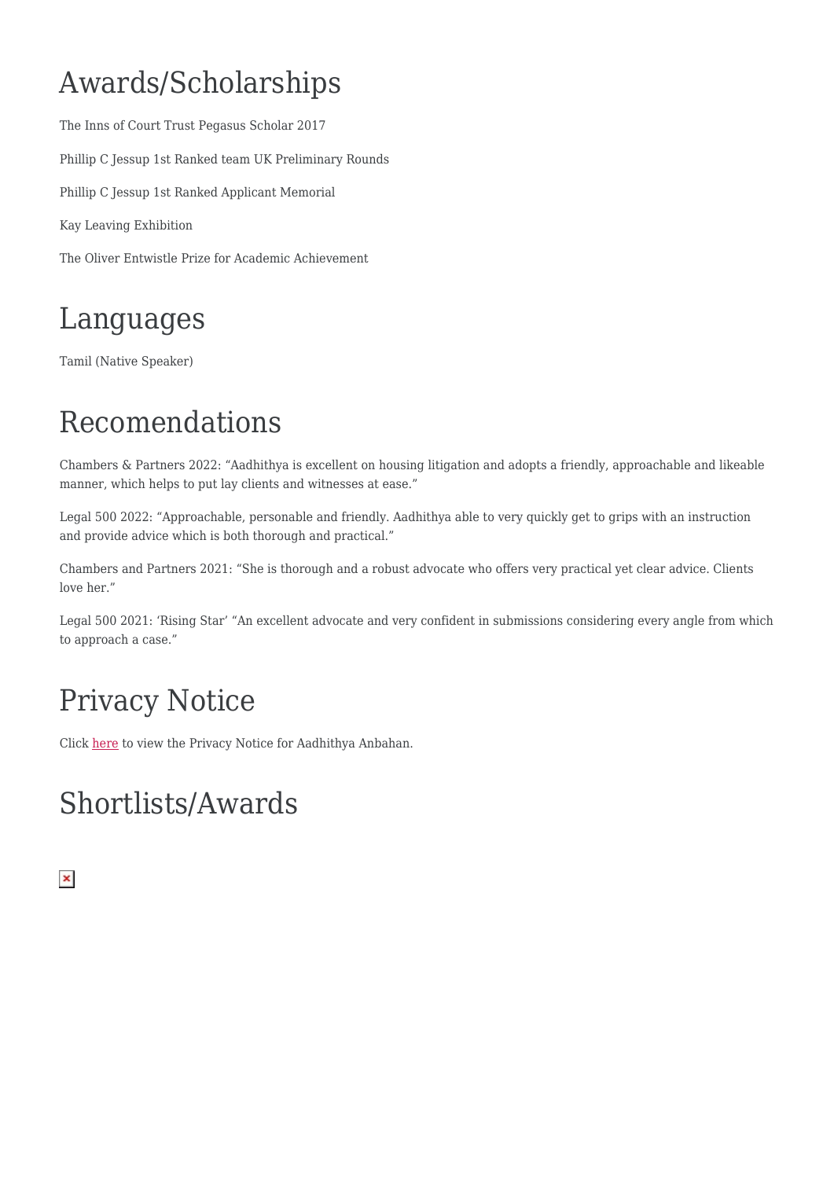## Awards/Scholarships

The Inns of Court Trust Pegasus Scholar 2017

Phillip C Jessup 1st Ranked team UK Preliminary Rounds

Phillip C Jessup 1st Ranked Applicant Memorial

Kay Leaving Exhibition

The Oliver Entwistle Prize for Academic Achievement

## Languages

Tamil (Native Speaker)

## Recomendations

Chambers & Partners 2022: "Aadhithya is excellent on housing litigation and adopts a friendly, approachable and likeable manner, which helps to put lay clients and witnesses at ease."

Legal 500 2022: "Approachable, personable and friendly. Aadhithya able to very quickly get to grips with an instruction and provide advice which is both thorough and practical."

Chambers and Partners 2021: "She is thorough and a robust advocate who offers very practical yet clear advice. Clients love her."

Legal 500 2021: 'Rising Star' "An excellent advocate and very confident in submissions considering every angle from which to approach a case."

## Privacy Notice

Click here to view the Privacy Notice for Aadhithya Anbahan.

## Shortlists/Awards